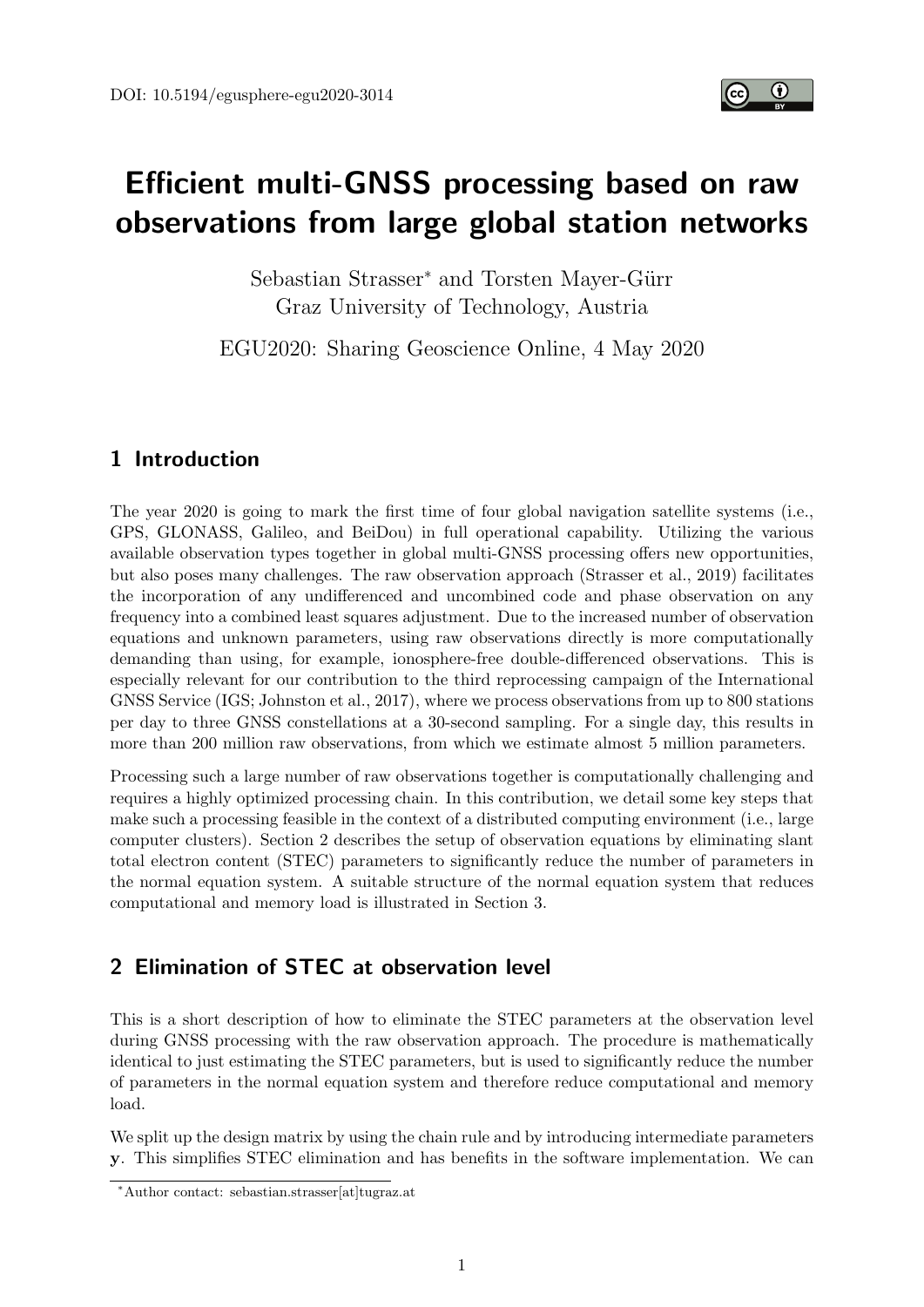DOI: 10.5194/egusphere-egu2020-3014

# Efficient multi-GNSS processing based on raw observations from large global station networks

Sebastian Strasser[*] and Torsten Mayer-Gürr
Graz University of Technology, Austria

EGU2020: Sharing Geoscience Online, 4 May 2020

## 1 Introduction

The year 2020 is going to mark the first time of four global navigation satellite systems (i.e., GPS, GLONASS, Galileo, and BeiDou) in full operational capability. Utilizing the various available observation types together in global multi-GNSS processing offers new opportunities, but also poses many challenges. The raw observation approach (Strasser et al., 2019) facilitates the incorporation of any undifferenced and uncombined code and phase observation on any frequency into a combined least squares adjustment. Due to the increased number of observation equations and unknown parameters, using raw observations directly is more computationally demanding than using, for example, ionosphere-free double-differenced observations. This is especially relevant for our contribution to the third reprocessing campaign of the International GNSS Service (IGS; Johnston et al., 2017), where we process observations from up to 800 stations per day to three GNSS constellations at a 30-second sampling. For a single day, this results in more than 200 million raw observations, from which we estimate almost 5 million parameters.

Processing such a large number of raw observations together is computationally challenging and requires a highly optimized processing chain. In this contribution, we detail some key steps that make such a processing feasible in the context of a distributed computing environment (i.e., large computer clusters). Section 2 describes the setup of observation equations by eliminating slant total electron content (STEC) parameters to significantly reduce the number of parameters in the normal equation system. A suitable structure of the normal equation system that reduces computational and memory load is illustrated in Section 3.

## 2 Elimination of STEC at observation level

This is a short description of how to eliminate the STEC parameters at the observation level during GNSS processing with the raw observation approach. The procedure is mathematically identical to just estimating the STEC parameters, but is used to significantly reduce the number of parameters in the normal equation system and therefore reduce computational and memory load.

We split up the design matrix by using the chain rule and by introducing intermediate parameters $\mathbf{y}$. This simplifies STEC elimination and has benefits in the software implementation. We can

[*]Author contact: sebastian.strasser[at]tugraz.at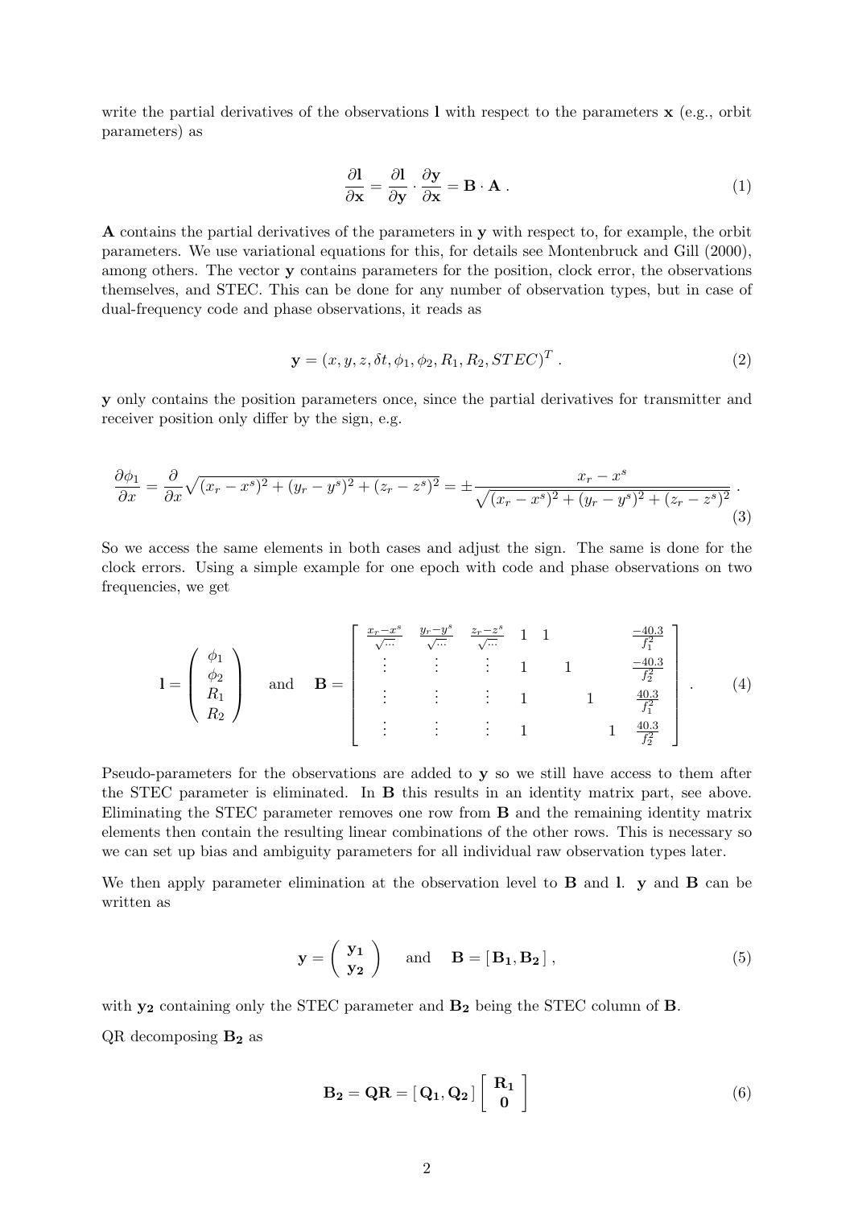write the partial derivatives of the observations $\mathbf{l}$ with respect to the parameters $\mathbf{x}$ (e.g., orbit parameters) as

$$\frac{\partial \mathbf{l}}{\partial \mathbf{x}} = \frac{\partial \mathbf{l}}{\partial \mathbf{y}} \cdot \frac{\partial \mathbf{y}}{\partial \mathbf{x}} = \mathbf{B} \cdot \mathbf{A} \, . \tag{1}$$

$\mathbf{A}$ contains the partial derivatives of the parameters in $\mathbf{y}$ with respect to, for example, the orbit parameters. We use variational equations for this, for details see Montenbruck and Gill (2000), among others. The vector $\mathbf{y}$ contains parameters for the position, clock error, the observations themselves, and STEC. This can be done for any number of observation types, but in case of dual-frequency code and phase observations, it reads as

$$\mathbf{y} = (x, y, z, \delta t, \phi_1, \phi_2, R_1, R_2, STEC)^T \, . \tag{2}$$

$\mathbf{y}$ only contains the position parameters once, since the partial derivatives for transmitter and receiver position only differ by the sign, e.g.

$$\frac{\partial \phi_1}{\partial x} = \frac{\partial}{\partial x}\sqrt{(x_r - x^s)^2 + (y_r - y^s)^2 + (z_r - z^s)^2} = \pm \frac{x_r - x^s}{\sqrt{(x_r - x^s)^2 + (y_r - y^s)^2 + (z_r - z^s)^2}} \, . \tag{3}$$

So we access the same elements in both cases and adjust the sign. The same is done for the clock errors. Using a simple example for one epoch with code and phase observations on two frequencies, we get

$$\mathbf{l} = \begin{pmatrix} \phi_1 \\ \phi_2 \\ R_1 \\ R_2 \end{pmatrix} \quad \text{and} \quad \mathbf{B} = \begin{bmatrix} \frac{x_r - x^s}{\sqrt{\cdots}} & \frac{y_r - y^s}{\sqrt{\cdots}} & \frac{z_r - z^s}{\sqrt{\cdots}} & 1 & 1 & & & & \frac{-40.3}{f_1^2} \\ \vdots & \vdots & \vdots & 1 & & 1 & & & \frac{-40.3}{f_2^2} \\ \vdots & \vdots & \vdots & 1 & & & 1 & & \frac{40.3}{f_1^2} \\ \vdots & \vdots & \vdots & 1 & & & & 1 & \frac{40.3}{f_2^2} \end{bmatrix} . \tag{4}$$

Pseudo-parameters for the observations are added to $\mathbf{y}$ so we still have access to them after the STEC parameter is eliminated. In $\mathbf{B}$ this results in an identity matrix part, see above. Eliminating the STEC parameter removes one row from $\mathbf{B}$ and the remaining identity matrix elements then contain the resulting linear combinations of the other rows. This is necessary so we can set up bias and ambiguity parameters for all individual raw observation types later.

We then apply parameter elimination at the observation level to $\mathbf{B}$ and $\mathbf{l}$. $\mathbf{y}$ and $\mathbf{B}$ can be written as

$$\mathbf{y} = \begin{pmatrix} \mathbf{y_1} \\ \mathbf{y_2} \end{pmatrix} \quad \text{and} \quad \mathbf{B} = [\, \mathbf{B_1}, \mathbf{B_2} \,] \, , \tag{5}$$

with $\mathbf{y_2}$ containing only the STEC parameter and $\mathbf{B_2}$ being the STEC column of $\mathbf{B}$.

QR decomposing $\mathbf{B_2}$ as

$$\mathbf{B_2} = \mathbf{QR} = [\, \mathbf{Q_1}, \mathbf{Q_2} \,] \begin{bmatrix} \mathbf{R_1} \\ \mathbf{0} \end{bmatrix} \tag{6}$$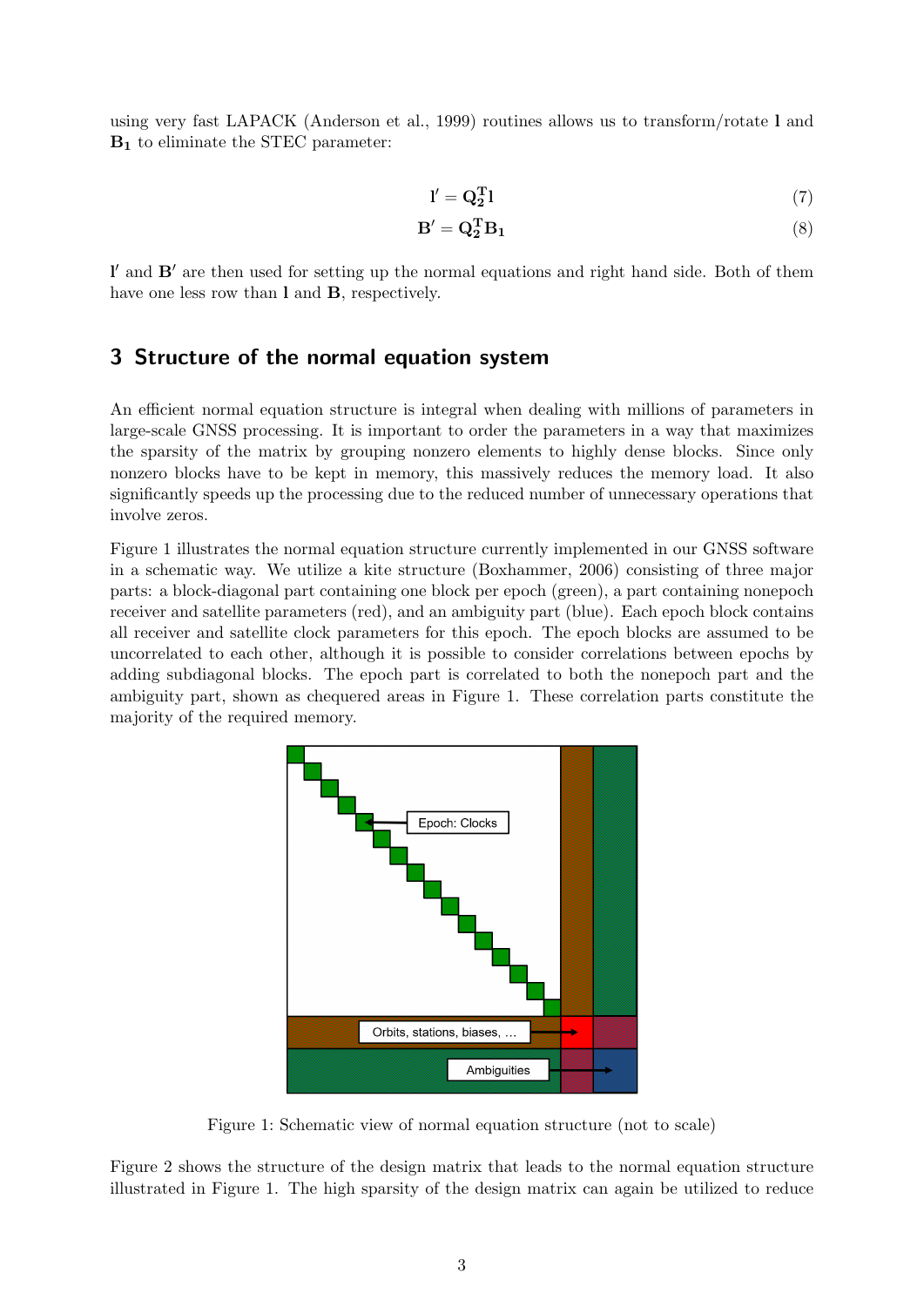using very fast LAPACK (Anderson et al., 1999) routines allows us to transform/rotate $\mathbf{l}$ and $\mathbf{B_1}$ to eliminate the STEC parameter:

$$\mathbf{l}' = \mathbf{Q_2^T l} \tag{7}$$

$$\mathbf{B}' = \mathbf{Q_2^T B_1} \tag{8}$$

$\mathbf{l}'$ and $\mathbf{B}'$ are then used for setting up the normal equations and right hand side. Both of them have one less row than $\mathbf{l}$ and $\mathbf{B}$, respectively.

## 3 Structure of the normal equation system

An efficient normal equation structure is integral when dealing with millions of parameters in large-scale GNSS processing. It is important to order the parameters in a way that maximizes the sparsity of the matrix by grouping nonzero elements to highly dense blocks. Since only nonzero blocks have to be kept in memory, this massively reduces the memory load. It also significantly speeds up the processing due to the reduced number of unnecessary operations that involve zeros.

Figure 1 illustrates the normal equation structure currently implemented in our GNSS software in a schematic way. We utilize a kite structure (Boxhammer, 2006) consisting of three major parts: a block-diagonal part containing one block per epoch (green), a part containing nonepoch receiver and satellite parameters (red), and an ambiguity part (blue). Each epoch block contains all receiver and satellite clock parameters for this epoch. The epoch blocks are assumed to be uncorrelated to each other, although it is possible to consider correlations between epochs by adding subdiagonal blocks. The epoch part is correlated to both the nonepoch part and the ambiguity part, shown as chequered areas in Figure 1. These correlation parts constitute the majority of the required memory.

Figure 1: Schematic view of normal equation structure (not to scale)

Figure 2 shows the structure of the design matrix that leads to the normal equation structure illustrated in Figure 1. The high sparsity of the design matrix can again be utilized to reduce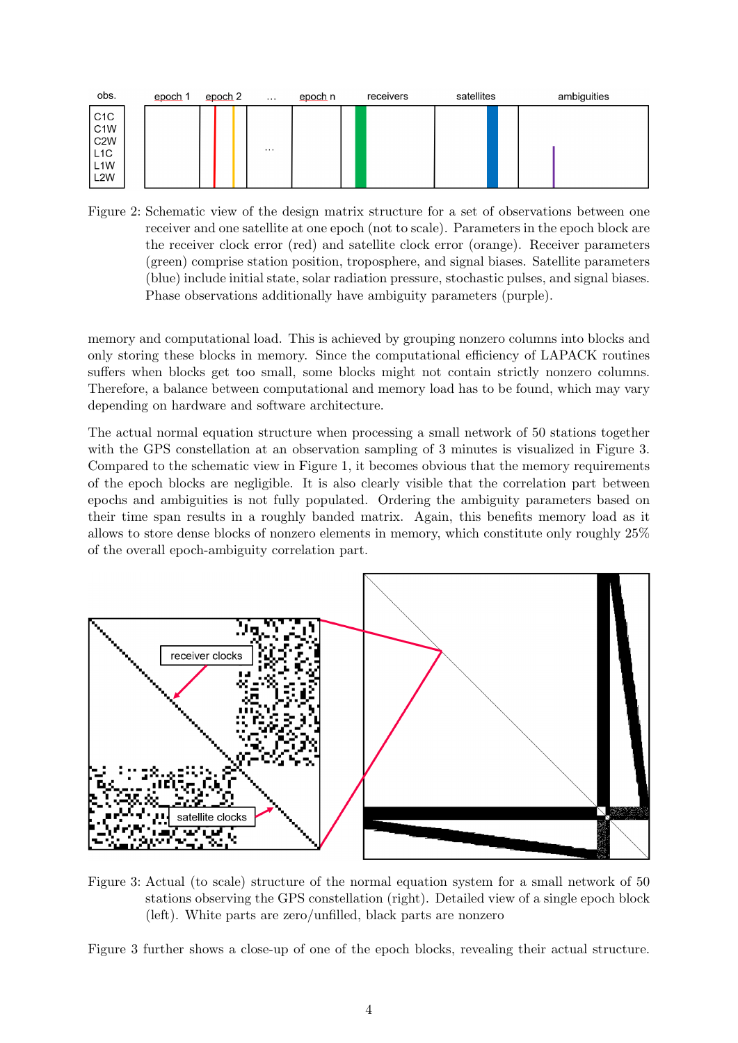Figure 2: Schematic view of the design matrix structure for a set of observations between one receiver and one satellite at one epoch (not to scale). Parameters in the epoch block are the receiver clock error (red) and satellite clock error (orange). Receiver parameters (green) comprise station position, troposphere, and signal biases. Satellite parameters (blue) include initial state, solar radiation pressure, stochastic pulses, and signal biases. Phase observations additionally have ambiguity parameters (purple).

memory and computational load. This is achieved by grouping nonzero columns into blocks and only storing these blocks in memory. Since the computational efficiency of LAPACK routines suffers when blocks get too small, some blocks might not contain strictly nonzero columns. Therefore, a balance between computational and memory load has to be found, which may vary depending on hardware and software architecture.

The actual normal equation structure when processing a small network of 50 stations together with the GPS constellation at an observation sampling of 3 minutes is visualized in Figure 3. Compared to the schematic view in Figure 1, it becomes obvious that the memory requirements of the epoch blocks are negligible. It is also clearly visible that the correlation part between epochs and ambiguities is not fully populated. Ordering the ambiguity parameters based on their time span results in a roughly banded matrix. Again, this benefits memory load as it allows to store dense blocks of nonzero elements in memory, which constitute only roughly 25% of the overall epoch-ambiguity correlation part.

Figure 3: Actual (to scale) structure of the normal equation system for a small network of 50 stations observing the GPS constellation (right). Detailed view of a single epoch block (left). White parts are zero/unfilled, black parts are nonzero

Figure 3 further shows a close-up of one of the epoch blocks, revealing their actual structure.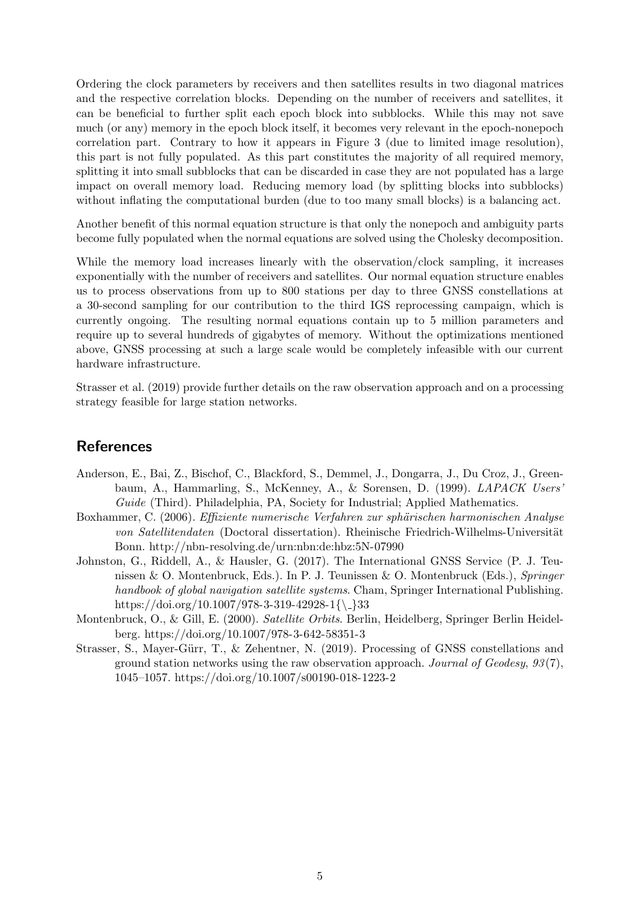Ordering the clock parameters by receivers and then satellites results in two diagonal matrices and the respective correlation blocks. Depending on the number of receivers and satellites, it can be beneficial to further split each epoch block into subblocks. While this may not save much (or any) memory in the epoch block itself, it becomes very relevant in the epoch-nonepoch correlation part. Contrary to how it appears in Figure 3 (due to limited image resolution), this part is not fully populated. As this part constitutes the majority of all required memory, splitting it into small subblocks that can be discarded in case they are not populated has a large impact on overall memory load. Reducing memory load (by splitting blocks into subblocks) without inflating the computational burden (due to too many small blocks) is a balancing act.

Another benefit of this normal equation structure is that only the nonepoch and ambiguity parts become fully populated when the normal equations are solved using the Cholesky decomposition.

While the memory load increases linearly with the observation/clock sampling, it increases exponentially with the number of receivers and satellites. Our normal equation structure enables us to process observations from up to 800 stations per day to three GNSS constellations at a 30-second sampling for our contribution to the third IGS reprocessing campaign, which is currently ongoing. The resulting normal equations contain up to 5 million parameters and require up to several hundreds of gigabytes of memory. Without the optimizations mentioned above, GNSS processing at such a large scale would be completely infeasible with our current hardware infrastructure.

Strasser et al. (2019) provide further details on the raw observation approach and on a processing strategy feasible for large station networks.

## References

Anderson, E., Bai, Z., Bischof, C., Blackford, S., Demmel, J., Dongarra, J., Du Croz, J., Greenbaum, A., Hammarling, S., McKenney, A., & Sorensen, D. (1999). *LAPACK Users' Guide* (Third). Philadelphia, PA, Society for Industrial; Applied Mathematics.

Boxhammer, C. (2006). *Effiziente numerische Verfahren zur sphärischen harmonischen Analyse von Satellitendaten* (Doctoral dissertation). Rheinische Friedrich-Wilhelms-Universität Bonn. http://nbn-resolving.de/urn:nbn:de:hbz:5N-07990

Johnston, G., Riddell, A., & Hausler, G. (2017). The International GNSS Service (P. J. Teunissen & O. Montenbruck, Eds.). In P. J. Teunissen & O. Montenbruck (Eds.), *Springer handbook of global navigation satellite systems*. Cham, Springer International Publishing. https://doi.org/10.1007/978-3-319-42928-1{\_}33

Montenbruck, O., & Gill, E. (2000). *Satellite Orbits*. Berlin, Heidelberg, Springer Berlin Heidelberg. https://doi.org/10.1007/978-3-642-58351-3

Strasser, S., Mayer-Gürr, T., & Zehentner, N. (2019). Processing of GNSS constellations and ground station networks using the raw observation approach. *Journal of Geodesy*, *93*(7), 1045–1057. https://doi.org/10.1007/s00190-018-1223-2